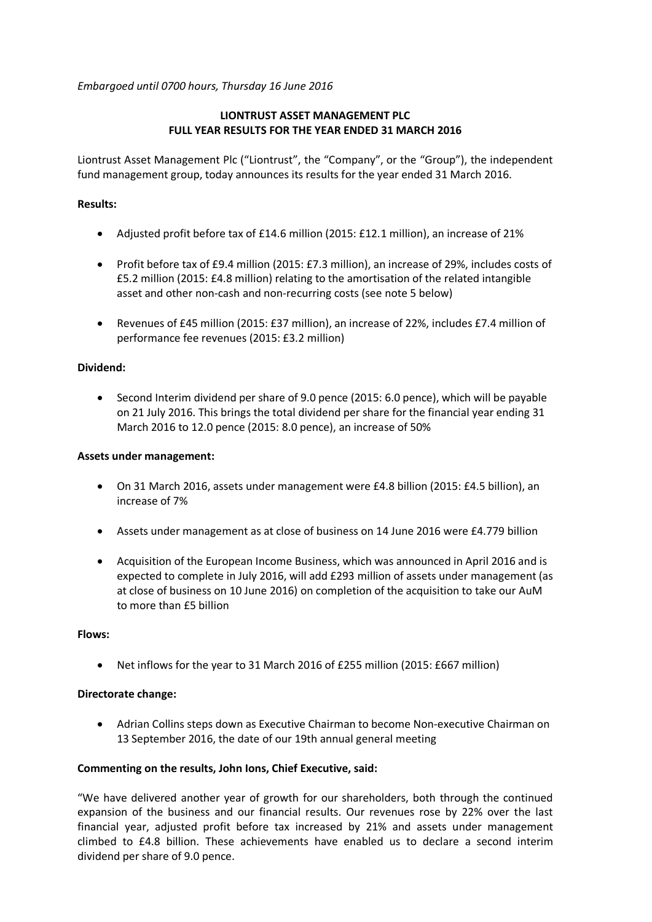*Embargoed until 0700 hours, Thursday 16 June 2016*

# LIONTRUST ASSET MANAGEMENT PLC
# FULL YEAR RESULTS FOR THE YEAR ENDED 31 MARCH 2016

Liontrust Asset Management Plc ("Liontrust", the "Company", or the "Group"), the independent fund management group, today announces its results for the year ended 31 March 2016.

**Results:**

- Adjusted profit before tax of £14.6 million (2015: £12.1 million), an increase of 21%
- Profit before tax of £9.4 million (2015: £7.3 million), an increase of 29%, includes costs of £5.2 million (2015: £4.8 million) relating to the amortisation of the related intangible asset and other non-cash and non-recurring costs (see note 5 below)
- Revenues of £45 million (2015: £37 million), an increase of 22%, includes £7.4 million of performance fee revenues (2015: £3.2 million)

**Dividend:**

- Second Interim dividend per share of 9.0 pence (2015: 6.0 pence), which will be payable on 21 July 2016. This brings the total dividend per share for the financial year ending 31 March 2016 to 12.0 pence (2015: 8.0 pence), an increase of 50%

**Assets under management:**

- On 31 March 2016, assets under management were £4.8 billion (2015: £4.5 billion), an increase of 7%
- Assets under management as at close of business on 14 June 2016 were £4.779 billion
- Acquisition of the European Income Business, which was announced in April 2016 and is expected to complete in July 2016, will add £293 million of assets under management (as at close of business on 10 June 2016) on completion of the acquisition to take our AuM to more than £5 billion

**Flows:**

- Net inflows for the year to 31 March 2016 of £255 million (2015: £667 million)

**Directorate change:**

- Adrian Collins steps down as Executive Chairman to become Non-executive Chairman on 13 September 2016, the date of our 19th annual general meeting

**Commenting on the results, John Ions, Chief Executive, said:**

"We have delivered another year of growth for our shareholders, both through the continued expansion of the business and our financial results. Our revenues rose by 22% over the last financial year, adjusted profit before tax increased by 21% and assets under management climbed to £4.8 billion. These achievements have enabled us to declare a second interim dividend per share of 9.0 pence.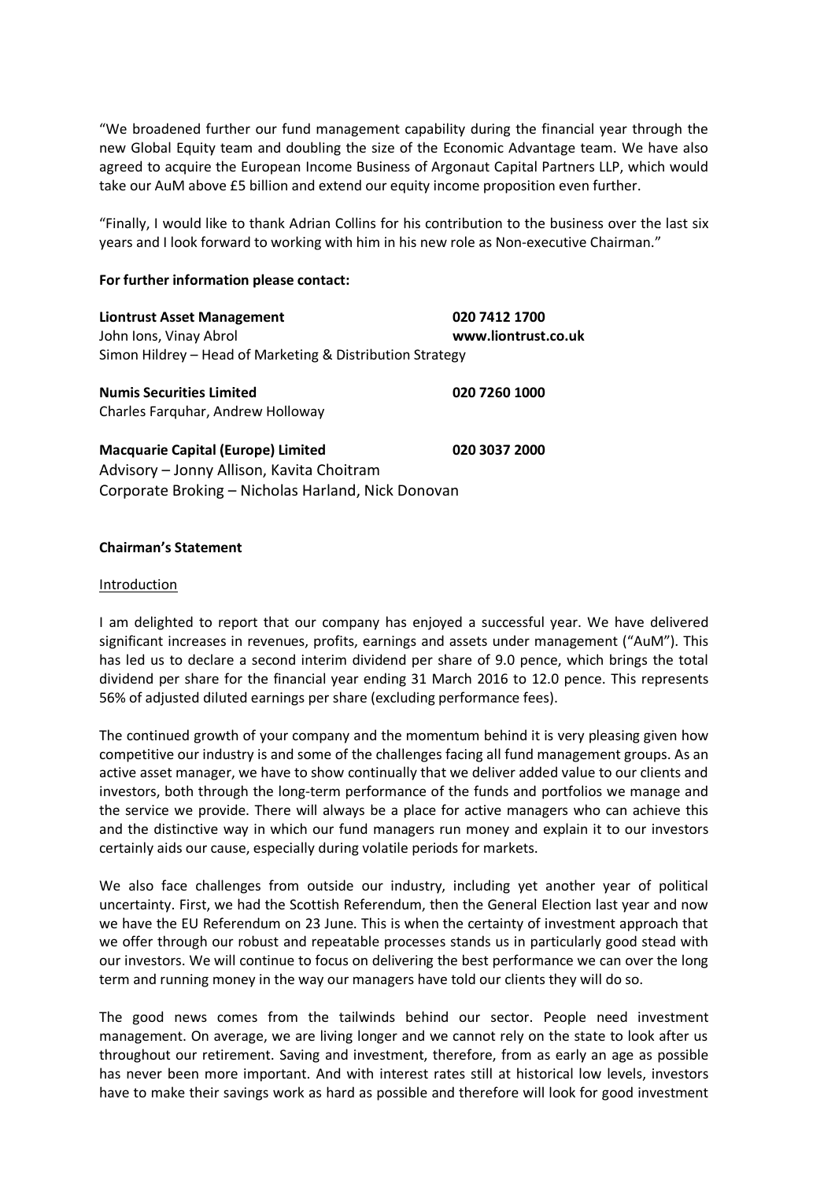"We broadened further our fund management capability during the financial year through the new Global Equity team and doubling the size of the Economic Advantage team. We have also agreed to acquire the European Income Business of Argonaut Capital Partners LLP, which would take our AuM above £5 billion and extend our equity income proposition even further.

"Finally, I would like to thank Adrian Collins for his contribution to the business over the last six years and I look forward to working with him in his new role as Non-executive Chairman."

**For further information please contact:**

**Liontrust Asset Management** 020 7412 1700
John Ions, Vinay Abrol **www.liontrust.co.uk**
Simon Hildrey – Head of Marketing & Distribution Strategy

**Numis Securities Limited** **020 7260 1000**
Charles Farquhar, Andrew Holloway

**Macquarie Capital (Europe) Limited** **020 3037 2000**
Advisory – Jonny Allison, Kavita Choitram
Corporate Broking – Nicholas Harland, Nick Donovan

**Chairman's Statement**

Introduction

I am delighted to report that our company has enjoyed a successful year. We have delivered significant increases in revenues, profits, earnings and assets under management ("AuM"). This has led us to declare a second interim dividend per share of 9.0 pence, which brings the total dividend per share for the financial year ending 31 March 2016 to 12.0 pence. This represents 56% of adjusted diluted earnings per share (excluding performance fees).

The continued growth of your company and the momentum behind it is very pleasing given how competitive our industry is and some of the challenges facing all fund management groups. As an active asset manager, we have to show continually that we deliver added value to our clients and investors, both through the long-term performance of the funds and portfolios we manage and the service we provide. There will always be a place for active managers who can achieve this and the distinctive way in which our fund managers run money and explain it to our investors certainly aids our cause, especially during volatile periods for markets.

We also face challenges from outside our industry, including yet another year of political uncertainty. First, we had the Scottish Referendum, then the General Election last year and now we have the EU Referendum on 23 June. This is when the certainty of investment approach that we offer through our robust and repeatable processes stands us in particularly good stead with our investors. We will continue to focus on delivering the best performance we can over the long term and running money in the way our managers have told our clients they will do so.

The good news comes from the tailwinds behind our sector. People need investment management. On average, we are living longer and we cannot rely on the state to look after us throughout our retirement. Saving and investment, therefore, from as early an age as possible has never been more important. And with interest rates still at historical low levels, investors have to make their savings work as hard as possible and therefore will look for good investment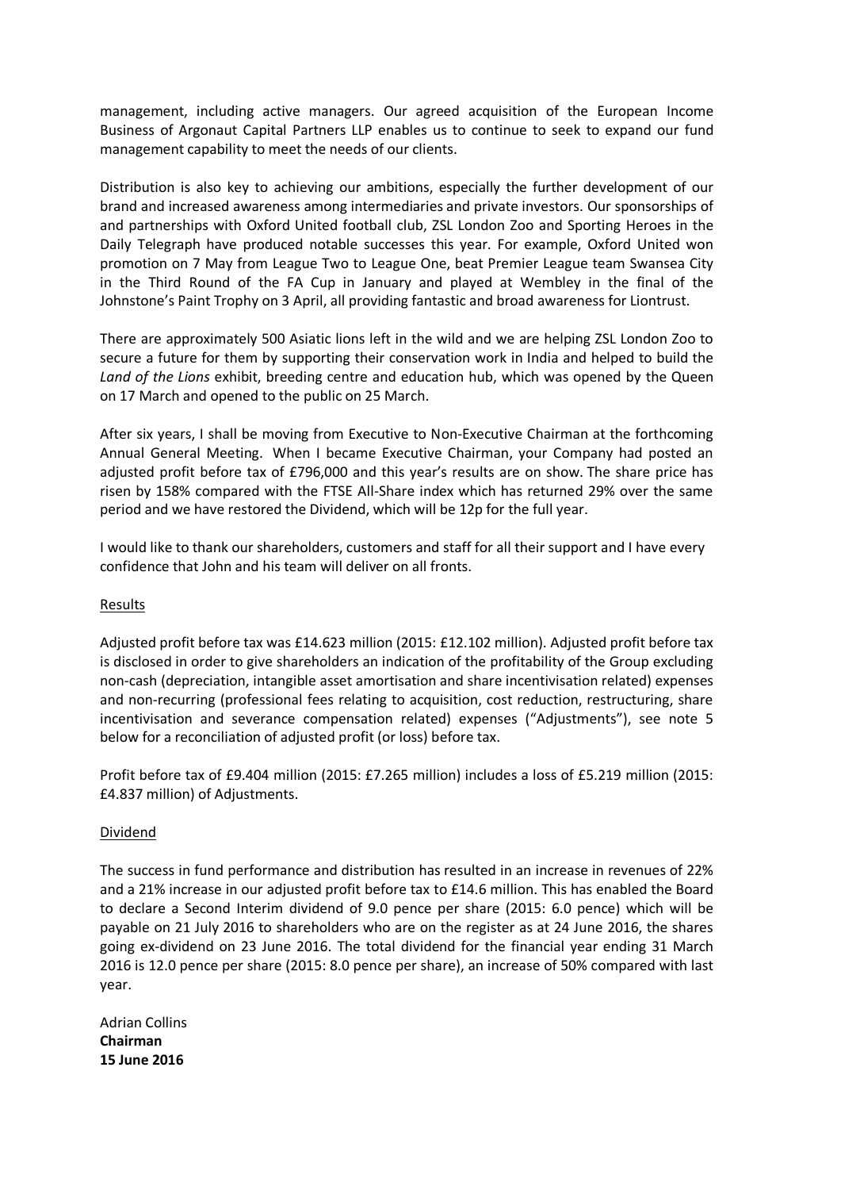management, including active managers. Our agreed acquisition of the European Income Business of Argonaut Capital Partners LLP enables us to continue to seek to expand our fund management capability to meet the needs of our clients.

Distribution is also key to achieving our ambitions, especially the further development of our brand and increased awareness among intermediaries and private investors. Our sponsorships of and partnerships with Oxford United football club, ZSL London Zoo and Sporting Heroes in the Daily Telegraph have produced notable successes this year. For example, Oxford United won promotion on 7 May from League Two to League One, beat Premier League team Swansea City in the Third Round of the FA Cup in January and played at Wembley in the final of the Johnstone's Paint Trophy on 3 April, all providing fantastic and broad awareness for Liontrust.

There are approximately 500 Asiatic lions left in the wild and we are helping ZSL London Zoo to secure a future for them by supporting their conservation work in India and helped to build the *Land of the Lions* exhibit, breeding centre and education hub, which was opened by the Queen on 17 March and opened to the public on 25 March.

After six years, I shall be moving from Executive to Non-Executive Chairman at the forthcoming Annual General Meeting. When I became Executive Chairman, your Company had posted an adjusted profit before tax of £796,000 and this year's results are on show. The share price has risen by 158% compared with the FTSE All-Share index which has returned 29% over the same period and we have restored the Dividend, which will be 12p for the full year.

I would like to thank our shareholders, customers and staff for all their support and I have every confidence that John and his team will deliver on all fronts.

## Results

Adjusted profit before tax was £14.623 million (2015: £12.102 million). Adjusted profit before tax is disclosed in order to give shareholders an indication of the profitability of the Group excluding non-cash (depreciation, intangible asset amortisation and share incentivisation related) expenses and non-recurring (professional fees relating to acquisition, cost reduction, restructuring, share incentivisation and severance compensation related) expenses ("Adjustments"), see note 5 below for a reconciliation of adjusted profit (or loss) before tax.

Profit before tax of £9.404 million (2015: £7.265 million) includes a loss of £5.219 million (2015: £4.837 million) of Adjustments.

## Dividend

The success in fund performance and distribution has resulted in an increase in revenues of 22% and a 21% increase in our adjusted profit before tax to £14.6 million. This has enabled the Board to declare a Second Interim dividend of 9.0 pence per share (2015: 6.0 pence) which will be payable on 21 July 2016 to shareholders who are on the register as at 24 June 2016, the shares going ex-dividend on 23 June 2016. The total dividend for the financial year ending 31 March 2016 is 12.0 pence per share (2015: 8.0 pence per share), an increase of 50% compared with last year.

Adrian Collins
**Chairman**
**15 June 2016**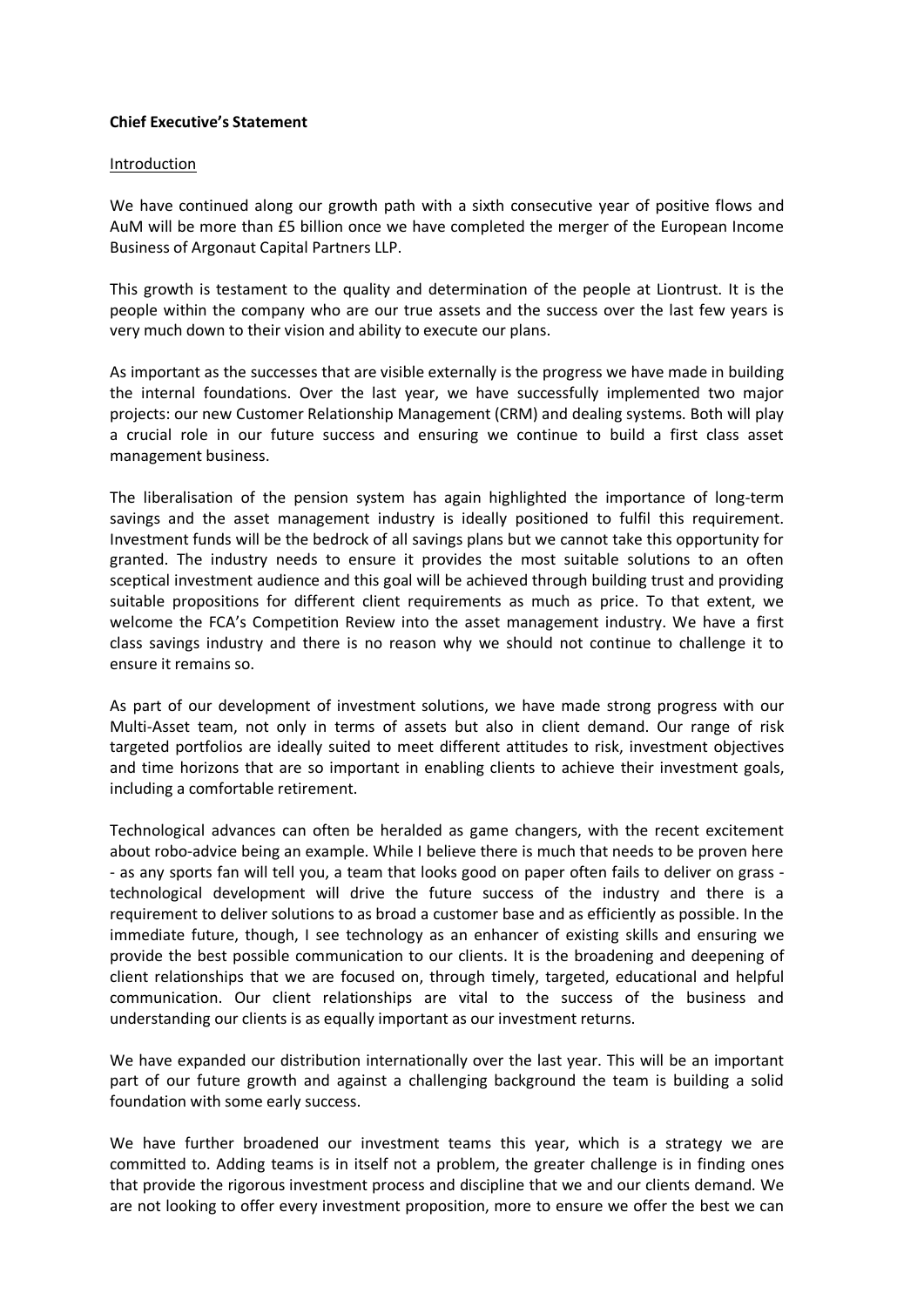**Chief Executive's Statement**

Introduction

We have continued along our growth path with a sixth consecutive year of positive flows and AuM will be more than £5 billion once we have completed the merger of the European Income Business of Argonaut Capital Partners LLP.

This growth is testament to the quality and determination of the people at Liontrust. It is the people within the company who are our true assets and the success over the last few years is very much down to their vision and ability to execute our plans.

As important as the successes that are visible externally is the progress we have made in building the internal foundations. Over the last year, we have successfully implemented two major projects: our new Customer Relationship Management (CRM) and dealing systems. Both will play a crucial role in our future success and ensuring we continue to build a first class asset management business.

The liberalisation of the pension system has again highlighted the importance of long-term savings and the asset management industry is ideally positioned to fulfil this requirement. Investment funds will be the bedrock of all savings plans but we cannot take this opportunity for granted. The industry needs to ensure it provides the most suitable solutions to an often sceptical investment audience and this goal will be achieved through building trust and providing suitable propositions for different client requirements as much as price. To that extent, we welcome the FCA's Competition Review into the asset management industry. We have a first class savings industry and there is no reason why we should not continue to challenge it to ensure it remains so.

As part of our development of investment solutions, we have made strong progress with our Multi-Asset team, not only in terms of assets but also in client demand. Our range of risk targeted portfolios are ideally suited to meet different attitudes to risk, investment objectives and time horizons that are so important in enabling clients to achieve their investment goals, including a comfortable retirement.

Technological advances can often be heralded as game changers, with the recent excitement about robo-advice being an example. While I believe there is much that needs to be proven here - as any sports fan will tell you, a team that looks good on paper often fails to deliver on grass - technological development will drive the future success of the industry and there is a requirement to deliver solutions to as broad a customer base and as efficiently as possible. In the immediate future, though, I see technology as an enhancer of existing skills and ensuring we provide the best possible communication to our clients. It is the broadening and deepening of client relationships that we are focused on, through timely, targeted, educational and helpful communication. Our client relationships are vital to the success of the business and understanding our clients is as equally important as our investment returns.

We have expanded our distribution internationally over the last year. This will be an important part of our future growth and against a challenging background the team is building a solid foundation with some early success.

We have further broadened our investment teams this year, which is a strategy we are committed to. Adding teams is in itself not a problem, the greater challenge is in finding ones that provide the rigorous investment process and discipline that we and our clients demand. We are not looking to offer every investment proposition, more to ensure we offer the best we can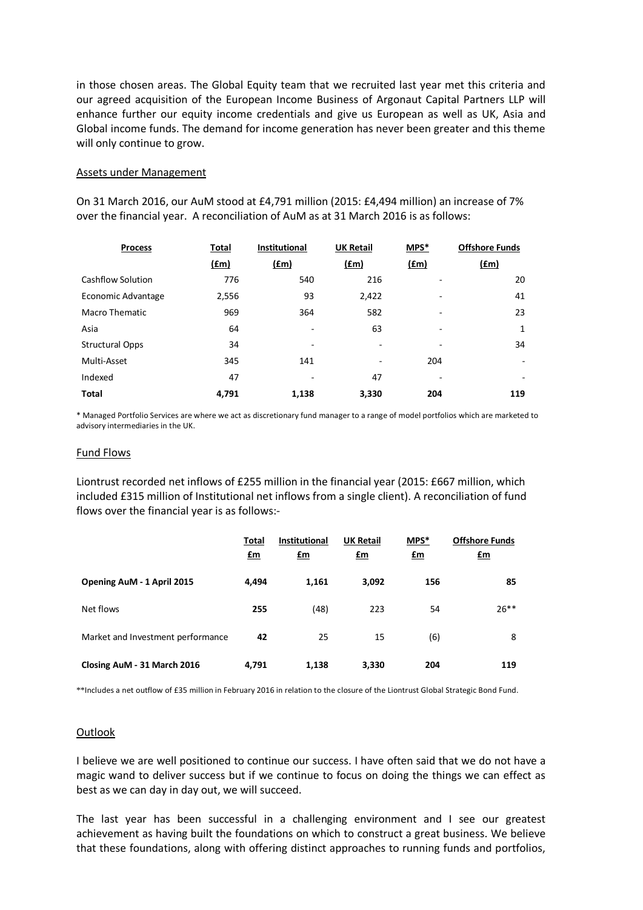in those chosen areas. The Global Equity team that we recruited last year met this criteria and our agreed acquisition of the European Income Business of Argonaut Capital Partners LLP will enhance further our equity income credentials and give us European as well as UK, Asia and Global income funds. The demand for income generation has never been greater and this theme will only continue to grow.

## Assets under Management

On 31 March 2016, our AuM stood at £4,791 million (2015: £4,494 million) an increase of 7% over the financial year. A reconciliation of AuM as at 31 March 2016 is as follows:

| Process | Total (£m) | Institutional (£m) | UK Retail (£m) | MPS* (£m) | Offshore Funds (£m) |
|---|---|---|---|---|---|
| Cashflow Solution | 776 | 540 | 216 | - | 20 |
| Economic Advantage | 2,556 | 93 | 2,422 | - | 41 |
| Macro Thematic | 969 | 364 | 582 | - | 23 |
| Asia | 64 | - | 63 | - | 1 |
| Structural Opps | 34 | - | - | - | 34 |
| Multi-Asset | 345 | 141 | - | 204 | - |
| Indexed | 47 | - | 47 | - | - |
| **Total** | **4,791** | **1,138** | **3,330** | **204** | **119** |

\* Managed Portfolio Services are where we act as discretionary fund manager to a range of model portfolios which are marketed to advisory intermediaries in the UK.

## Fund Flows

Liontrust recorded net inflows of £255 million in the financial year (2015: £667 million, which included £315 million of Institutional net inflows from a single client). A reconciliation of fund flows over the financial year is as follows:-

| | Total £m | Institutional £m | UK Retail £m | MPS* £m | Offshore Funds £m |
|---|---|---|---|---|---|
| **Opening AuM - 1 April 2015** | **4,494** | **1,161** | **3,092** | **156** | **85** |
| Net flows | **255** | (48) | 223 | 54 | 26** |
| Market and Investment performance | **42** | 25 | 15 | (6) | 8 |
| **Closing AuM - 31 March 2016** | **4,791** | **1,138** | **3,330** | **204** | **119** |

**Includes a net outflow of £35 million in February 2016 in relation to the closure of the Liontrust Global Strategic Bond Fund.

## Outlook

I believe we are well positioned to continue our success. I have often said that we do not have a magic wand to deliver success but if we continue to focus on doing the things we can effect as best as we can day in day out, we will succeed.

The last year has been successful in a challenging environment and I see our greatest achievement as having built the foundations on which to construct a great business. We believe that these foundations, along with offering distinct approaches to running funds and portfolios,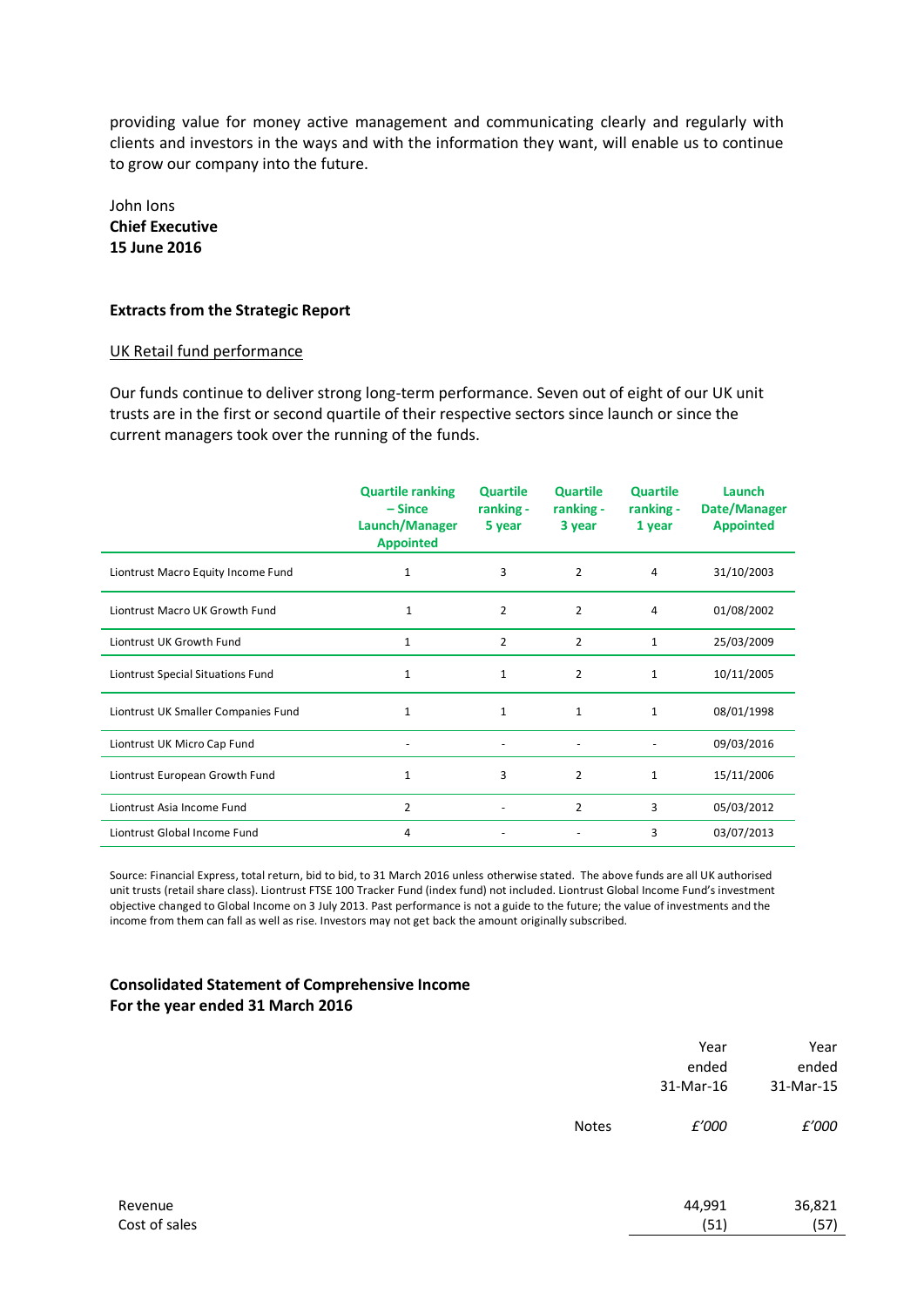providing value for money active management and communicating clearly and regularly with clients and investors in the ways and with the information they want, will enable us to continue to grow our company into the future.

John Ions
**Chief Executive**
**15 June 2016**

**Extracts from the Strategic Report**

UK Retail fund performance

Our funds continue to deliver strong long-term performance. Seven out of eight of our UK unit trusts are in the first or second quartile of their respective sectors since launch or since the current managers took over the running of the funds.

| | Quartile ranking – Since Launch/Manager Appointed | Quartile ranking - 5 year | Quartile ranking - 3 year | Quartile ranking - 1 year | Launch Date/Manager Appointed |
|---|---|---|---|---|---|
| Liontrust Macro Equity Income Fund | 1 | 3 | 2 | 4 | 31/10/2003 |
| Liontrust Macro UK Growth Fund | 1 | 2 | 2 | 4 | 01/08/2002 |
| Liontrust UK Growth Fund | 1 | 2 | 2 | 1 | 25/03/2009 |
| Liontrust Special Situations Fund | 1 | 1 | 2 | 1 | 10/11/2005 |
| Liontrust UK Smaller Companies Fund | 1 | 1 | 1 | 1 | 08/01/1998 |
| Liontrust UK Micro Cap Fund | - | - | - | - | 09/03/2016 |
| Liontrust European Growth Fund | 1 | 3 | 2 | 1 | 15/11/2006 |
| Liontrust Asia Income Fund | 2 | - | 2 | 3 | 05/03/2012 |
| Liontrust Global Income Fund | 4 | - | - | 3 | 03/07/2013 |

Source: Financial Express, total return, bid to bid, to 31 March 2016 unless otherwise stated. The above funds are all UK authorised unit trusts (retail share class). Liontrust FTSE 100 Tracker Fund (index fund) not included. Liontrust Global Income Fund's investment objective changed to Global Income on 3 July 2013. Past performance is not a guide to the future; the value of investments and the income from them can fall as well as rise. Investors may not get back the amount originally subscribed.

**Consolidated Statement of Comprehensive Income**
**For the year ended 31 March 2016**

| | Notes | Year ended 31-Mar-16 | Year ended 31-Mar-15 |
|---|---|---|---|
| | | *£'000* | *£'000* |
| Revenue | | 44,991 | 36,821 |
| Cost of sales | | (51) | (57) |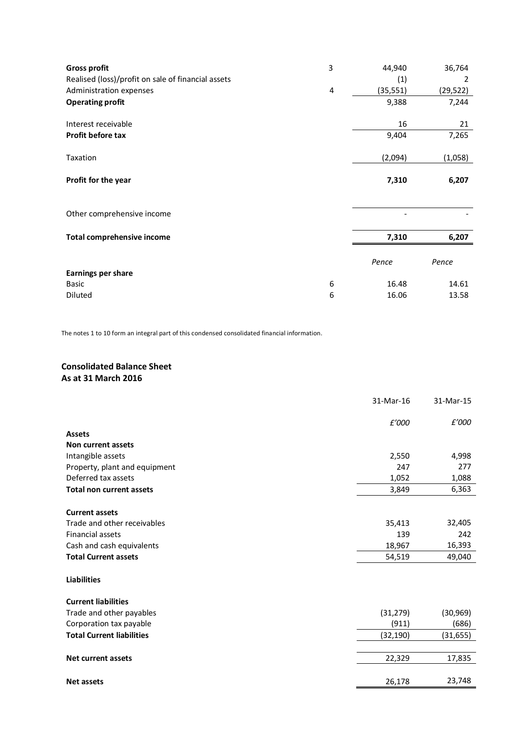| | Note | | |
|---|---|---|---|
| **Gross profit** | 3 | 44,940 | 36,764 |
| Realised (loss)/profit on sale of financial assets | | (1) | 2 |
| Administration expenses | 4 | (35,551) | (29,522) |
| **Operating profit** | | 9,388 | 7,244 |
| | | | |
| Interest receivable | | 16 | 21 |
| **Profit before tax** | | 9,404 | 7,265 |
| | | | |
| Taxation | | (2,094) | (1,058) |
| | | | |
| **Profit for the year** | | **7,310** | **6,207** |
| | | | |
| Other comprehensive income | | - | - |
| | | | |
| **Total comprehensive income** | | **7,310** | **6,207** |
| | | *Pence* | *Pence* |
| **Earnings per share** | | | |
| Basic | 6 | 16.48 | 14.61 |
| Diluted | 6 | 16.06 | 13.58 |

The notes 1 to 10 form an integral part of this condensed consolidated financial information.

## Consolidated Balance Sheet
## As at 31 March 2016

| | 31-Mar-16 | 31-Mar-15 |
|---|---|---|
| | *£'000* | *£'000* |
| **Assets** | | |
| **Non current assets** | | |
| Intangible assets | 2,550 | 4,998 |
| Property, plant and equipment | 247 | 277 |
| Deferred tax assets | 1,052 | 1,088 |
| **Total non current assets** | 3,849 | 6,363 |
| | | |
| **Current assets** | | |
| Trade and other receivables | 35,413 | 32,405 |
| Financial assets | 139 | 242 |
| Cash and cash equivalents | 18,967 | 16,393 |
| **Total Current assets** | 54,519 | 49,040 |
| | | |
| **Liabilities** | | |
| | | |
| **Current liabilities** | | |
| Trade and other payables | (31,279) | (30,969) |
| Corporation tax payable | (911) | (686) |
| **Total Current liabilities** | (32,190) | (31,655) |
| | | |
| **Net current assets** | 22,329 | 17,835 |
| | | |
| **Net assets** | 26,178 | 23,748 |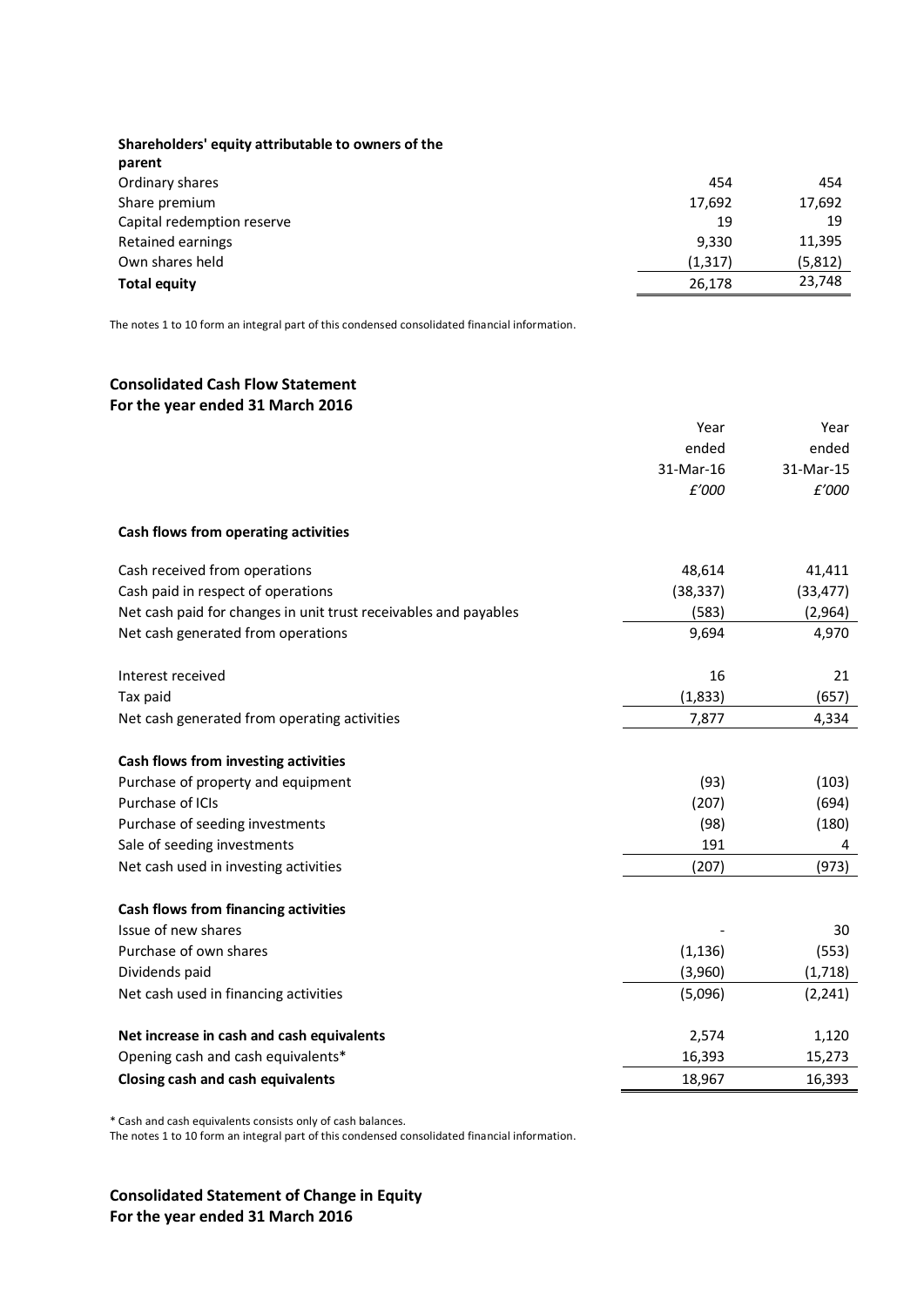| **Shareholders' equity attributable to owners of the parent** | | |
|---|---|---|
| Ordinary shares | 454 | 454 |
| Share premium | 17,692 | 17,692 |
| Capital redemption reserve | 19 | 19 |
| Retained earnings | 9,330 | 11,395 |
| Own shares held | (1,317) | (5,812) |
| **Total equity** | 26,178 | 23,748 |

The notes 1 to 10 form an integral part of this condensed consolidated financial information.

## Consolidated Cash Flow Statement
## For the year ended 31 March 2016

| | Year ended 31-Mar-16 *£'000* | Year ended 31-Mar-15 *£'000* |
|---|---|---|
| **Cash flows from operating activities** | | |
| Cash received from operations | 48,614 | 41,411 |
| Cash paid in respect of operations | (38,337) | (33,477) |
| Net cash paid for changes in unit trust receivables and payables | (583) | (2,964) |
| Net cash generated from operations | 9,694 | 4,970 |
| | | |
| Interest received | 16 | 21 |
| Tax paid | (1,833) | (657) |
| Net cash generated from operating activities | 7,877 | 4,334 |
| | | |
| **Cash flows from investing activities** | | |
| Purchase of property and equipment | (93) | (103) |
| Purchase of ICIs | (207) | (694) |
| Purchase of seeding investments | (98) | (180) |
| Sale of seeding investments | 191 | 4 |
| Net cash used in investing activities | (207) | (973) |
| | | |
| **Cash flows from financing activities** | | |
| Issue of new shares | - | 30 |
| Purchase of own shares | (1,136) | (553) |
| Dividends paid | (3,960) | (1,718) |
| Net cash used in financing activities | (5,096) | (2,241) |
| | | |
| **Net increase in cash and cash equivalents** | 2,574 | 1,120 |
| Opening cash and cash equivalents* | 16,393 | 15,273 |
| **Closing cash and cash equivalents** | 18,967 | 16,393 |

* Cash and cash equivalents consists only of cash balances.
The notes 1 to 10 form an integral part of this condensed consolidated financial information.

## Consolidated Statement of Change in Equity
## For the year ended 31 March 2016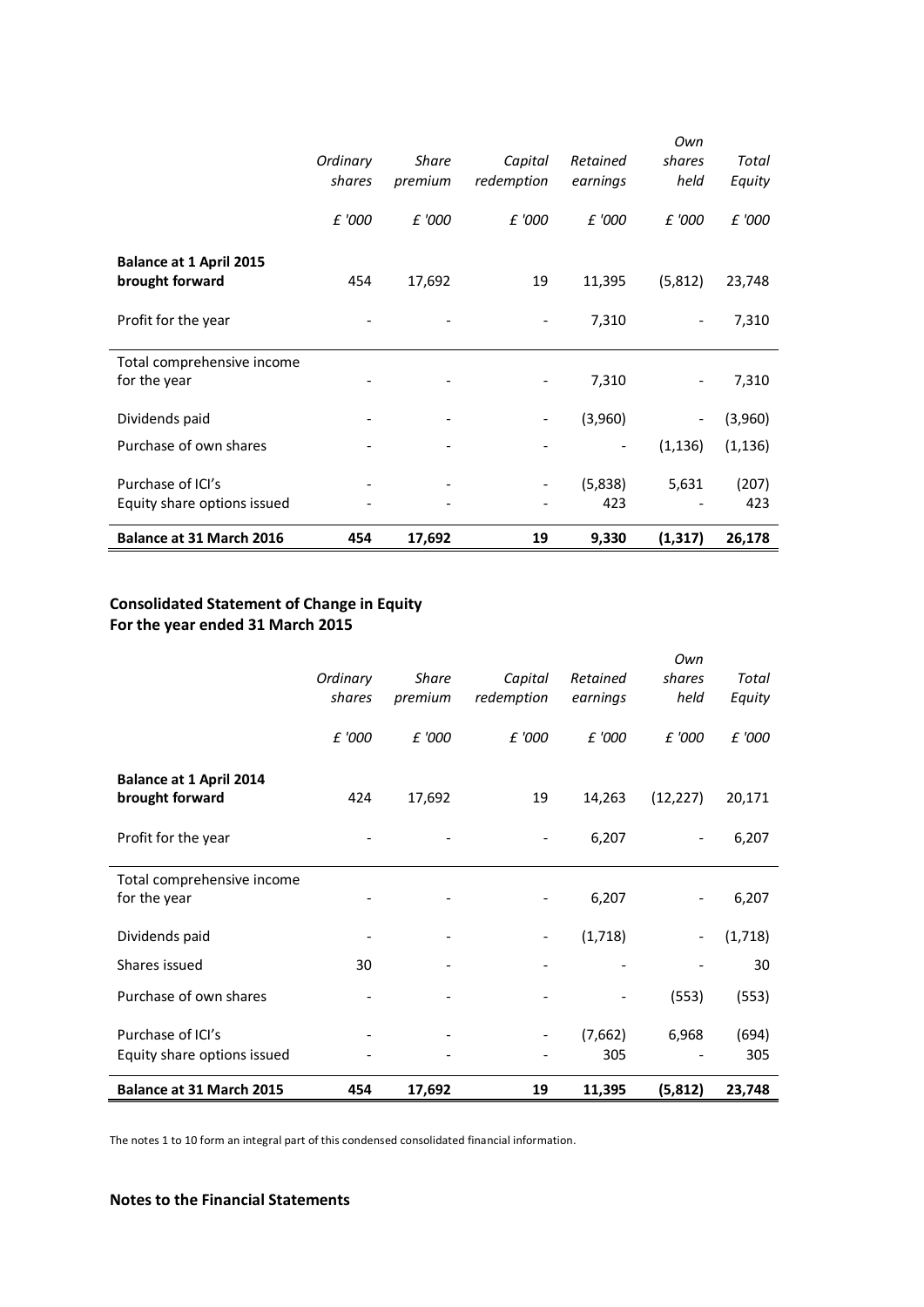| | *Ordinary shares* | *Share premium* | *Capital redemption* | *Retained earnings* | *Own shares held* | *Total Equity* |
|---|---|---|---|---|---|---|
| | *£ '000* | *£ '000* | *£ '000* | *£ '000* | *£ '000* | *£ '000* |
| **Balance at 1 April 2015 brought forward** | 454 | 17,692 | 19 | 11,395 | (5,812) | 23,748 |
| Profit for the year | - | - | - | 7,310 | - | 7,310 |
| Total comprehensive income for the year | - | - | - | 7,310 | - | 7,310 |
| Dividends paid | - | - | - | (3,960) | - | (3,960) |
| Purchase of own shares | - | - | - | - | (1,136) | (1,136) |
| Purchase of ICI's | - | - | - | (5,838) | 5,631 | (207) |
| Equity share options issued | - | - | - | 423 | - | 423 |
| **Balance at 31 March 2016** | **454** | **17,692** | **19** | **9,330** | **(1,317)** | **26,178** |

**Consolidated Statement of Change in Equity**
**For the year ended 31 March 2015**

| | *Ordinary shares* | *Share premium* | *Capital redemption* | *Retained earnings* | *Own shares held* | *Total Equity* |
|---|---|---|---|---|---|---|
| | *£ '000* | *£ '000* | *£ '000* | *£ '000* | *£ '000* | *£ '000* |
| **Balance at 1 April 2014 brought forward** | 424 | 17,692 | 19 | 14,263 | (12,227) | 20,171 |
| Profit for the year | - | - | - | 6,207 | - | 6,207 |
| Total comprehensive income for the year | - | - | - | 6,207 | - | 6,207 |
| Dividends paid | - | - | - | (1,718) | - | (1,718) |
| Shares issued | 30 | - | - | - | - | 30 |
| Purchase of own shares | - | - | - | - | (553) | (553) |
| Purchase of ICI's | - | - | - | (7,662) | 6,968 | (694) |
| Equity share options issued | - | - | - | 305 | - | 305 |
| **Balance at 31 March 2015** | **454** | **17,692** | **19** | **11,395** | **(5,812)** | **23,748** |

The notes 1 to 10 form an integral part of this condensed consolidated financial information.

**Notes to the Financial Statements**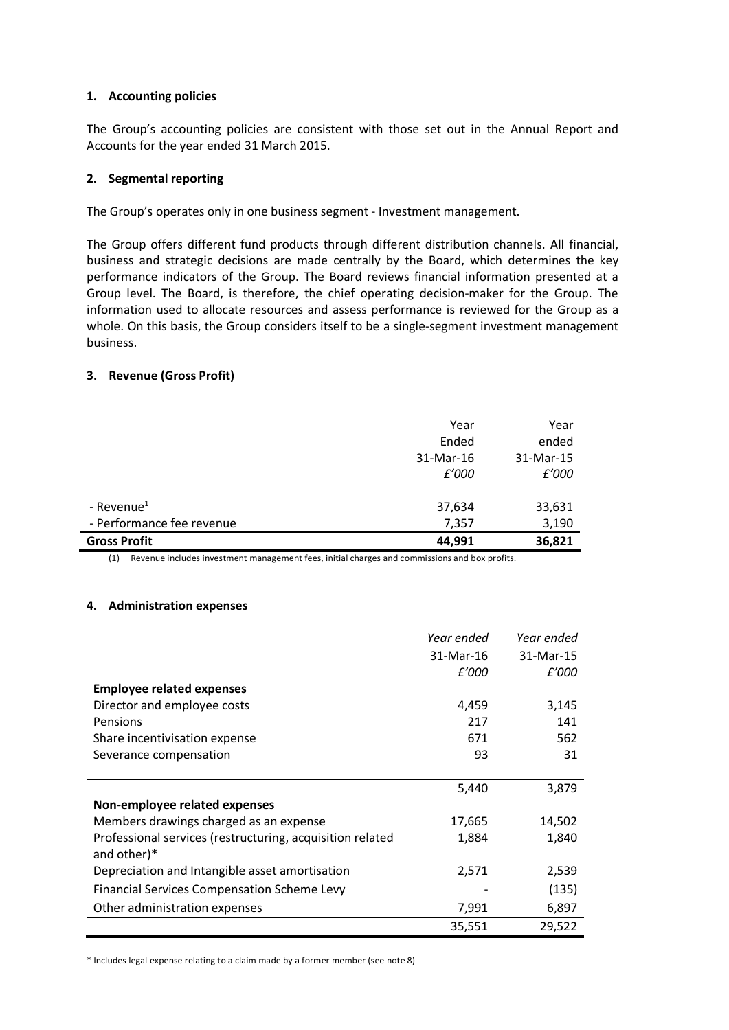### 1. Accounting policies

The Group's accounting policies are consistent with those set out in the Annual Report and Accounts for the year ended 31 March 2015.

### 2. Segmental reporting

The Group's operates only in one business segment - Investment management.

The Group offers different fund products through different distribution channels. All financial, business and strategic decisions are made centrally by the Board, which determines the key performance indicators of the Group. The Board reviews financial information presented at a Group level. The Board, is therefore, the chief operating decision-maker for the Group. The information used to allocate resources and assess performance is reviewed for the Group as a whole. On this basis, the Group considers itself to be a single-segment investment management business.

### 3. Revenue (Gross Profit)

| | Year Ended 31-Mar-16 *£'000* | Year ended 31-Mar-15 *£'000* |
|---|---|---|
| - Revenue[1] | 37,634 | 33,631 |
| - Performance fee revenue | 7,357 | 3,190 |
| **Gross Profit** | **44,991** | **36,821** |

(1) Revenue includes investment management fees, initial charges and commissions and box profits.

### 4. Administration expenses

| | *Year ended* 31-Mar-16 *£'000* | *Year ended* 31-Mar-15 *£'000* |
|---|---|---|
| **Employee related expenses** | | |
| Director and employee costs | 4,459 | 3,145 |
| Pensions | 217 | 141 |
| Share incentivisation expense | 671 | 562 |
| Severance compensation | 93 | 31 |
| | 5,440 | 3,879 |
| **Non-employee related expenses** | | |
| Members drawings charged as an expense | 17,665 | 14,502 |
| Professional services (restructuring, acquisition related and other)* | 1,884 | 1,840 |
| Depreciation and Intangible asset amortisation | 2,571 | 2,539 |
| Financial Services Compensation Scheme Levy | - | (135) |
| Other administration expenses | 7,991 | 6,897 |
| | 35,551 | 29,522 |

\* Includes legal expense relating to a claim made by a former member (see note 8)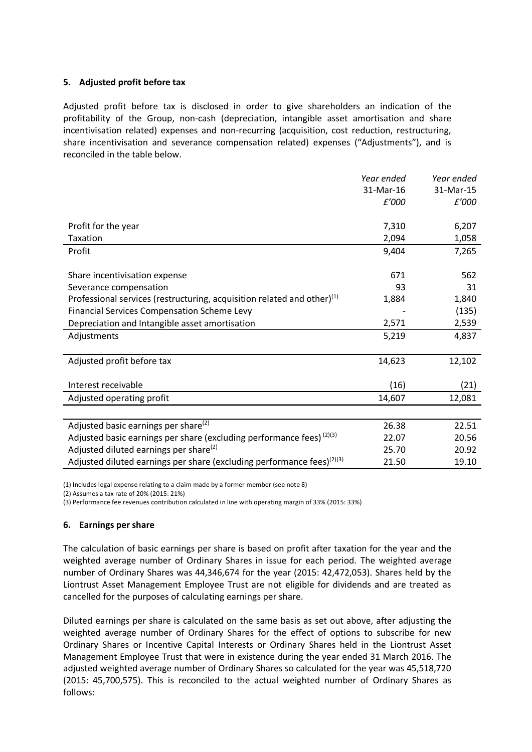## 5. Adjusted profit before tax

Adjusted profit before tax is disclosed in order to give shareholders an indication of the profitability of the Group, non-cash (depreciation, intangible asset amortisation and share incentivisation related) expenses and non-recurring (acquisition, cost reduction, restructuring, share incentivisation and severance compensation related) expenses ("Adjustments"), and is reconciled in the table below.

| | *Year ended 31-Mar-16 £'000* | *Year ended 31-Mar-15 £'000* |
|---|---|---|
| Profit for the year | 7,310 | 6,207 |
| Taxation | 2,094 | 1,058 |
| Profit | 9,404 | 7,265 |
| | | |
| Share incentivisation expense | 671 | 562 |
| Severance compensation | 93 | 31 |
| Professional services (restructuring, acquisition related and other)[1] | 1,884 | 1,840 |
| Financial Services Compensation Scheme Levy | - | (135) |
| Depreciation and Intangible asset amortisation | 2,571 | 2,539 |
| Adjustments | 5,219 | 4,837 |
| | | |
| Adjusted profit before tax | 14,623 | 12,102 |
| | | |
| Interest receivable | (16) | (21) |
| Adjusted operating profit | 14,607 | 12,081 |
| | | |
| Adjusted basic earnings per share[2] | 26.38 | 22.51 |
| Adjusted basic earnings per share (excluding performance fees)[2][3] | 22.07 | 20.56 |
| Adjusted diluted earnings per share[2] | 25.70 | 20.92 |
| Adjusted diluted earnings per share (excluding performance fees)[2][3] | 21.50 | 19.10 |

(1) Includes legal expense relating to a claim made by a former member (see note 8)

(2) Assumes a tax rate of 20% (2015: 21%)

(3) Performance fee revenues contribution calculated in line with operating margin of 33% (2015: 33%)

## 6. Earnings per share

The calculation of basic earnings per share is based on profit after taxation for the year and the weighted average number of Ordinary Shares in issue for each period. The weighted average number of Ordinary Shares was 44,346,674 for the year (2015: 42,472,053). Shares held by the Liontrust Asset Management Employee Trust are not eligible for dividends and are treated as cancelled for the purposes of calculating earnings per share.

Diluted earnings per share is calculated on the same basis as set out above, after adjusting the weighted average number of Ordinary Shares for the effect of options to subscribe for new Ordinary Shares or Incentive Capital Interests or Ordinary Shares held in the Liontrust Asset Management Employee Trust that were in existence during the year ended 31 March 2016. The adjusted weighted average number of Ordinary Shares so calculated for the year was 45,518,720 (2015: 45,700,575). This is reconciled to the actual weighted number of Ordinary Shares as follows: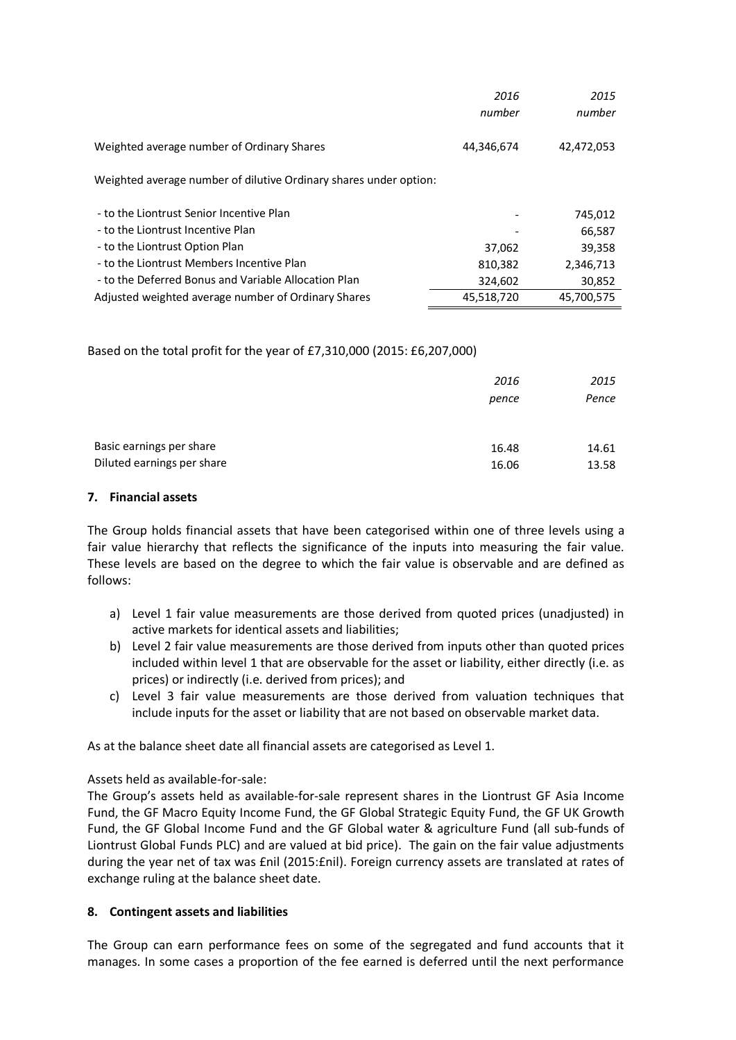| | *2016 number* | *2015 number* |
|---|---|---|
| Weighted average number of Ordinary Shares | 44,346,674 | 42,472,053 |
| Weighted average number of dilutive Ordinary shares under option: | | |
| - to the Liontrust Senior Incentive Plan | - | 745,012 |
| - to the Liontrust Incentive Plan | - | 66,587 |
| - to the Liontrust Option Plan | 37,062 | 39,358 |
| - to the Liontrust Members Incentive Plan | 810,382 | 2,346,713 |
| - to the Deferred Bonus and Variable Allocation Plan | 324,602 | 30,852 |
| Adjusted weighted average number of Ordinary Shares | 45,518,720 | 45,700,575 |

Based on the total profit for the year of £7,310,000 (2015: £6,207,000)

| | *2016 pence* | *2015 Pence* |
|---|---|---|
| Basic earnings per share | 16.48 | 14.61 |
| Diluted earnings per share | 16.06 | 13.58 |

**7. Financial assets**

The Group holds financial assets that have been categorised within one of three levels using a fair value hierarchy that reflects the significance of the inputs into measuring the fair value. These levels are based on the degree to which the fair value is observable and are defined as follows:

a) Level 1 fair value measurements are those derived from quoted prices (unadjusted) in active markets for identical assets and liabilities;
b) Level 2 fair value measurements are those derived from inputs other than quoted prices included within level 1 that are observable for the asset or liability, either directly (i.e. as prices) or indirectly (i.e. derived from prices); and
c) Level 3 fair value measurements are those derived from valuation techniques that include inputs for the asset or liability that are not based on observable market data.

As at the balance sheet date all financial assets are categorised as Level 1.

Assets held as available-for-sale:
The Group's assets held as available-for-sale represent shares in the Liontrust GF Asia Income Fund, the GF Macro Equity Income Fund, the GF Global Strategic Equity Fund, the GF UK Growth Fund, the GF Global Income Fund and the GF Global water & agriculture Fund (all sub-funds of Liontrust Global Funds PLC) and are valued at bid price). The gain on the fair value adjustments during the year net of tax was £nil (2015:£nil). Foreign currency assets are translated at rates of exchange ruling at the balance sheet date.

**8. Contingent assets and liabilities**

The Group can earn performance fees on some of the segregated and fund accounts that it manages. In some cases a proportion of the fee earned is deferred until the next performance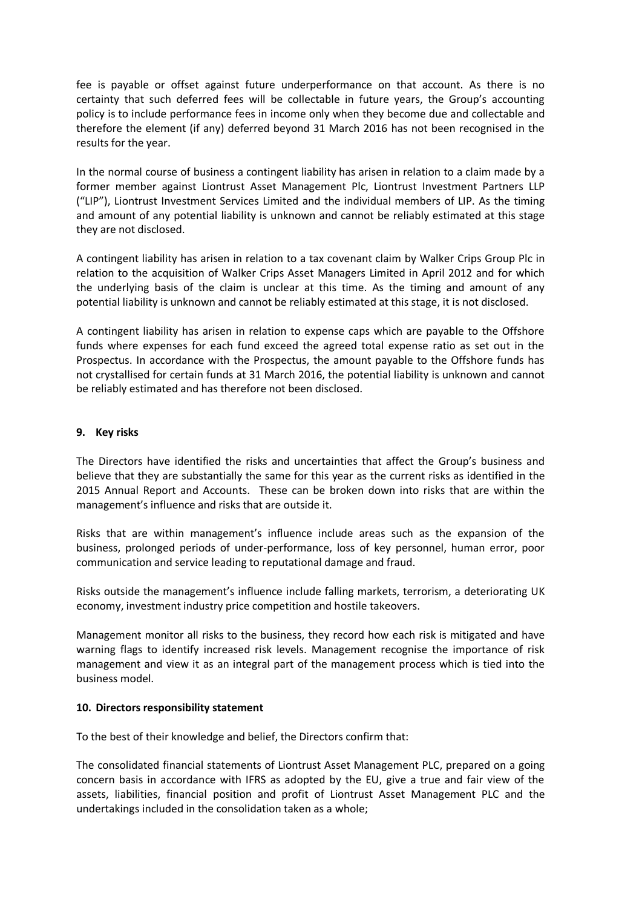fee is payable or offset against future underperformance on that account. As there is no certainty that such deferred fees will be collectable in future years, the Group's accounting policy is to include performance fees in income only when they become due and collectable and therefore the element (if any) deferred beyond 31 March 2016 has not been recognised in the results for the year.

In the normal course of business a contingent liability has arisen in relation to a claim made by a former member against Liontrust Asset Management Plc, Liontrust Investment Partners LLP ("LIP"), Liontrust Investment Services Limited and the individual members of LIP. As the timing and amount of any potential liability is unknown and cannot be reliably estimated at this stage they are not disclosed.

A contingent liability has arisen in relation to a tax covenant claim by Walker Crips Group Plc in relation to the acquisition of Walker Crips Asset Managers Limited in April 2012 and for which the underlying basis of the claim is unclear at this time. As the timing and amount of any potential liability is unknown and cannot be reliably estimated at this stage, it is not disclosed.

A contingent liability has arisen in relation to expense caps which are payable to the Offshore funds where expenses for each fund exceed the agreed total expense ratio as set out in the Prospectus. In accordance with the Prospectus, the amount payable to the Offshore funds has not crystallised for certain funds at 31 March 2016, the potential liability is unknown and cannot be reliably estimated and has therefore not been disclosed.

## 9. Key risks

The Directors have identified the risks and uncertainties that affect the Group's business and believe that they are substantially the same for this year as the current risks as identified in the 2015 Annual Report and Accounts. These can be broken down into risks that are within the management's influence and risks that are outside it.

Risks that are within management's influence include areas such as the expansion of the business, prolonged periods of under-performance, loss of key personnel, human error, poor communication and service leading to reputational damage and fraud.

Risks outside the management's influence include falling markets, terrorism, a deteriorating UK economy, investment industry price competition and hostile takeovers.

Management monitor all risks to the business, they record how each risk is mitigated and have warning flags to identify increased risk levels. Management recognise the importance of risk management and view it as an integral part of the management process which is tied into the business model.

## 10. Directors responsibility statement

To the best of their knowledge and belief, the Directors confirm that:

The consolidated financial statements of Liontrust Asset Management PLC, prepared on a going concern basis in accordance with IFRS as adopted by the EU, give a true and fair view of the assets, liabilities, financial position and profit of Liontrust Asset Management PLC and the undertakings included in the consolidation taken as a whole;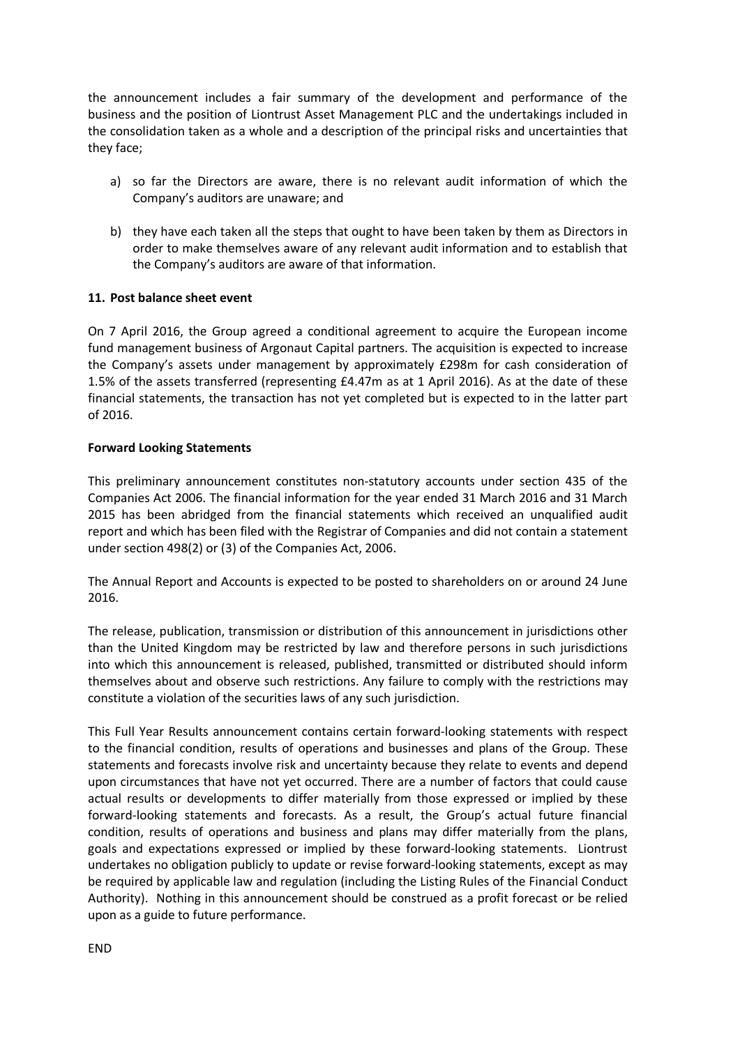the announcement includes a fair summary of the development and performance of the business and the position of Liontrust Asset Management PLC and the undertakings included in the consolidation taken as a whole and a description of the principal risks and uncertainties that they face;

a) so far the Directors are aware, there is no relevant audit information of which the Company's auditors are unaware; and

b) they have each taken all the steps that ought to have been taken by them as Directors in order to make themselves aware of any relevant audit information and to establish that the Company's auditors are aware of that information.

**11. Post balance sheet event**

On 7 April 2016, the Group agreed a conditional agreement to acquire the European income fund management business of Argonaut Capital partners. The acquisition is expected to increase the Company's assets under management by approximately £298m for cash consideration of 1.5% of the assets transferred (representing £4.47m as at 1 April 2016). As at the date of these financial statements, the transaction has not yet completed but is expected to in the latter part of 2016.

**Forward Looking Statements**

This preliminary announcement constitutes non-statutory accounts under section 435 of the Companies Act 2006. The financial information for the year ended 31 March 2016 and 31 March 2015 has been abridged from the financial statements which received an unqualified audit report and which has been filed with the Registrar of Companies and did not contain a statement under section 498(2) or (3) of the Companies Act, 2006.

The Annual Report and Accounts is expected to be posted to shareholders on or around 24 June 2016.

The release, publication, transmission or distribution of this announcement in jurisdictions other than the United Kingdom may be restricted by law and therefore persons in such jurisdictions into which this announcement is released, published, transmitted or distributed should inform themselves about and observe such restrictions. Any failure to comply with the restrictions may constitute a violation of the securities laws of any such jurisdiction.

This Full Year Results announcement contains certain forward-looking statements with respect to the financial condition, results of operations and businesses and plans of the Group. These statements and forecasts involve risk and uncertainty because they relate to events and depend upon circumstances that have not yet occurred. There are a number of factors that could cause actual results or developments to differ materially from those expressed or implied by these forward-looking statements and forecasts. As a result, the Group's actual future financial condition, results of operations and business and plans may differ materially from the plans, goals and expectations expressed or implied by these forward-looking statements. Liontrust undertakes no obligation publicly to update or revise forward-looking statements, except as may be required by applicable law and regulation (including the Listing Rules of the Financial Conduct Authority). Nothing in this announcement should be construed as a profit forecast or be relied upon as a guide to future performance.

END